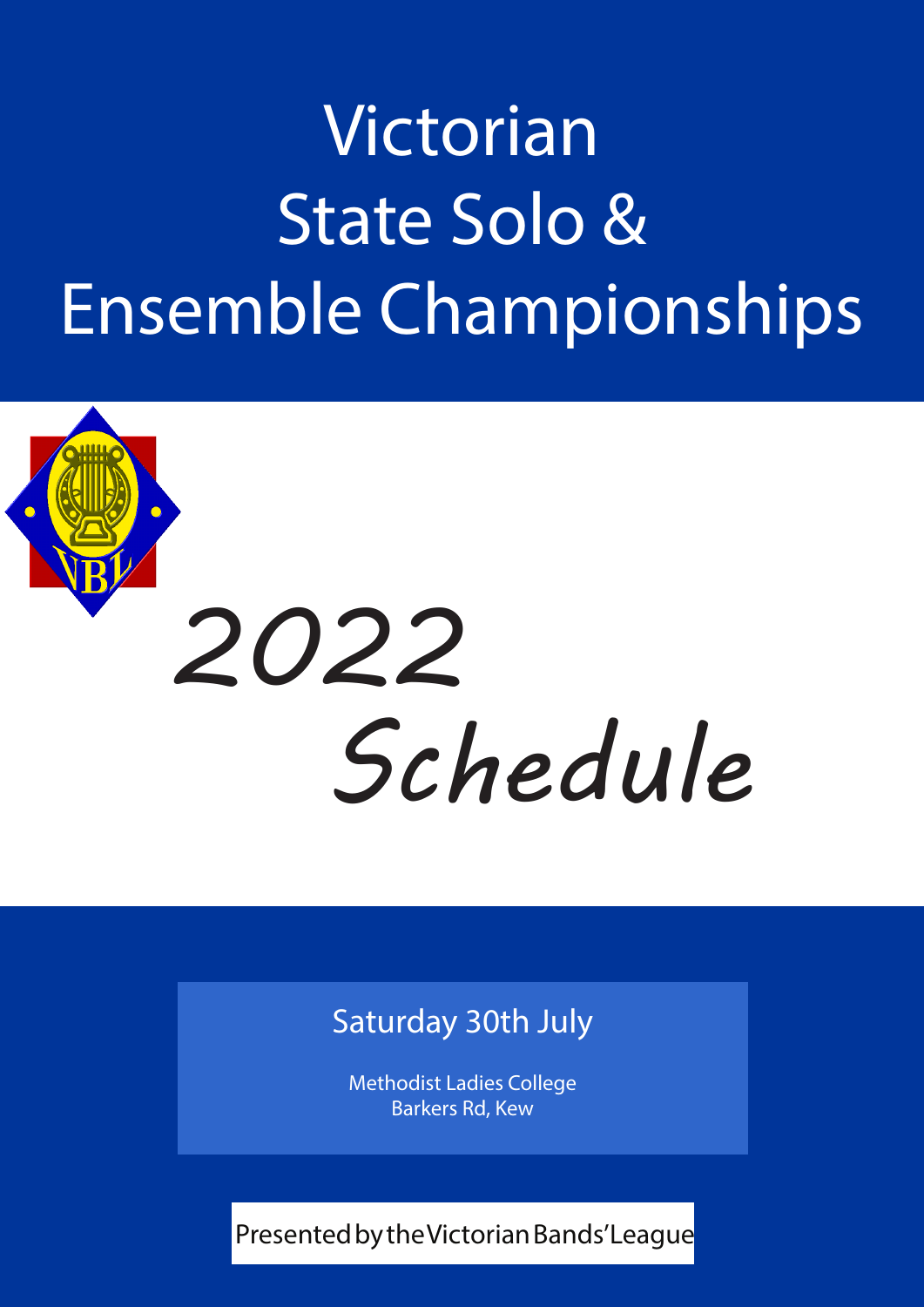# Victorian State Solo & Ensemble Championships

VBL

## 2022 Schedule

Saturday 30th July

Methodist Ladies College
Barkers Rd, Kew

Presented by the Victorian Bands' League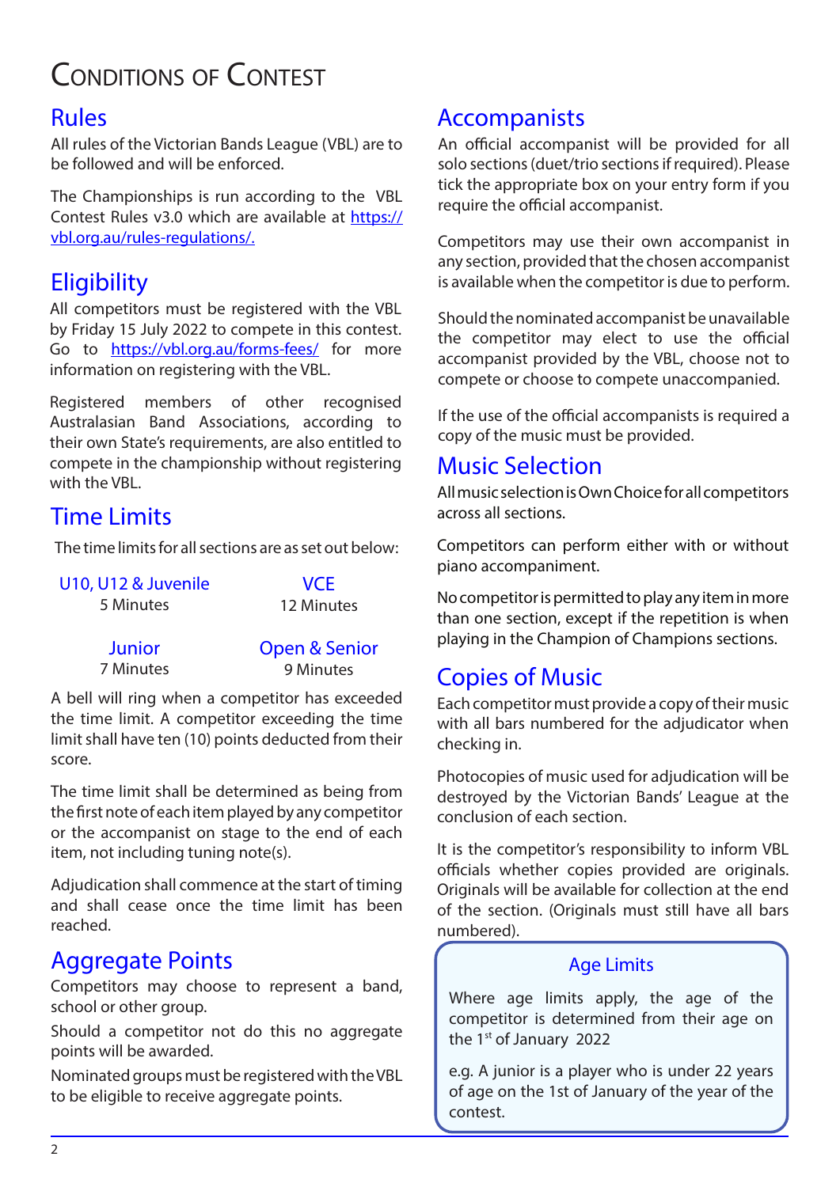# Conditions of Contest

## Rules

All rules of the Victorian Bands League (VBL) are to be followed and will be enforced.

The Championships is run according to the VBL Contest Rules v3.0 which are available at https://vbl.org.au/rules-regulations/.

## Eligibility

All competitors must be registered with the VBL by Friday 15 July 2022 to compete in this contest. Go to https://vbl.org.au/forms-fees/ for more information on registering with the VBL.

Registered members of other recognised Australasian Band Associations, according to their own State's requirements, are also entitled to compete in the championship without registering with the VBL.

## Time Limits

The time limits for all sections are as set out below:

| Section | Time Limit |
|---|---|
| U10, U12 & Juvenile | 5 Minutes |
| VCE | 12 Minutes |
| Junior | 7 Minutes |
| Open & Senior | 9 Minutes |

A bell will ring when a competitor has exceeded the time limit. A competitor exceeding the time limit shall have ten (10) points deducted from their score.

The time limit shall be determined as being from the first note of each item played by any competitor or the accompanist on stage to the end of each item, not including tuning note(s).

Adjudication shall commence at the start of timing and shall cease once the time limit has been reached.

## Aggregate Points

Competitors may choose to represent a band, school or other group.

Should a competitor not do this no aggregate points will be awarded.

Nominated groups must be registered with the VBL to be eligible to receive aggregate points.

## Accompanists

An official accompanist will be provided for all solo sections (duet/trio sections if required). Please tick the appropriate box on your entry form if you require the official accompanist.

Competitors may use their own accompanist in any section, provided that the chosen accompanist is available when the competitor is due to perform.

Should the nominated accompanist be unavailable the competitor may elect to use the official accompanist provided by the VBL, choose not to compete or choose to compete unaccompanied.

If the use of the official accompanists is required a copy of the music must be provided.

## Music Selection

All music selection is Own Choice for all competitors across all sections.

Competitors can perform either with or without piano accompaniment.

No competitor is permitted to play any item in more than one section, except if the repetition is when playing in the Champion of Champions sections.

## Copies of Music

Each competitor must provide a copy of their music with all bars numbered for the adjudicator when checking in.

Photocopies of music used for adjudication will be destroyed by the Victorian Bands' League at the conclusion of each section.

It is the competitor's responsibility to inform VBL officials whether copies provided are originals. Originals will be available for collection at the end of the section. (Originals must still have all bars numbered).

### Age Limits

Where age limits apply, the age of the competitor is determined from their age on the 1st of January 2022

e.g. A junior is a player who is under 22 years of age on the 1st of January of the year of the contest.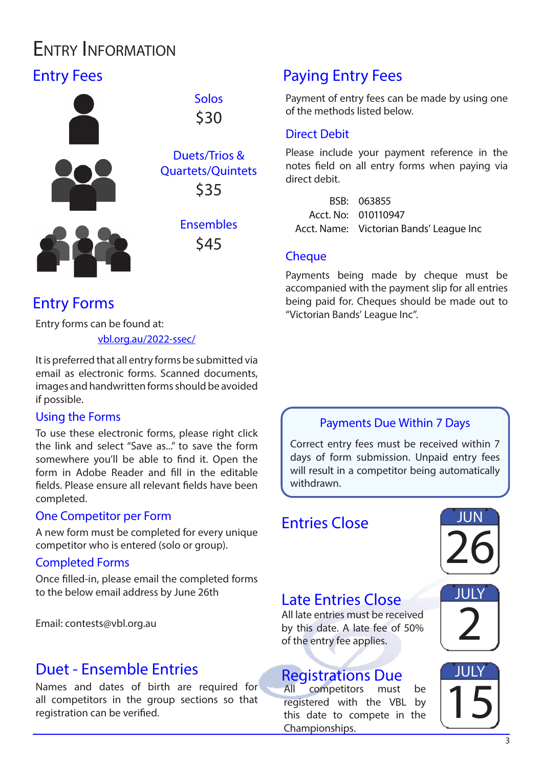# Entry Information

## Entry Fees

**Solos**
$30

**Duets/Trios & Quartets/Quintets**
$35

**Ensembles**
$45

## Entry Forms

Entry forms can be found at:

vbl.org.au/2022-ssec/

It is preferred that all entry forms be submitted via email as electronic forms. Scanned documents, images and handwritten forms should be avoided if possible.

### Using the Forms

To use these electronic forms, please right click the link and select "Save as..." to save the form somewhere you'll be able to find it. Open the form in Adobe Reader and fill in the editable fields. Please ensure all relevant fields have been completed.

### One Competitor per Form

A new form must be completed for every unique competitor who is entered (solo or group).

### Completed Forms

Once filled-in, please email the completed forms to the below email address by June 26th

Email: contests@vbl.org.au

## Duet - Ensemble Entries

Names and dates of birth are required for all competitors in the group sections so that registration can be verified.

## Paying Entry Fees

Payment of entry fees can be made by using one of the methods listed below.

### Direct Debit

Please include your payment reference in the notes field on all entry forms when paying via direct debit.

BSB: 063855
Acct. No: 010110947
Acct. Name: Victorian Bands' League Inc

### Cheque

Payments being made by cheque must be accompanied with the payment slip for all entries being paid for. Cheques should be made out to "Victorian Bands' League Inc".

### Payments Due Within 7 Days

Correct entry fees must be received within 7 days of form submission. Unpaid entry fees will result in a competitor being automatically withdrawn.

## Entries Close

JUN 26

## Late Entries Close

All late entries must be received by this date. A late fee of 50% of the entry fee applies.

JULY 2

## Registrations Due

All competitors must be registered with the VBL by this date to compete in the Championships.

JULY 15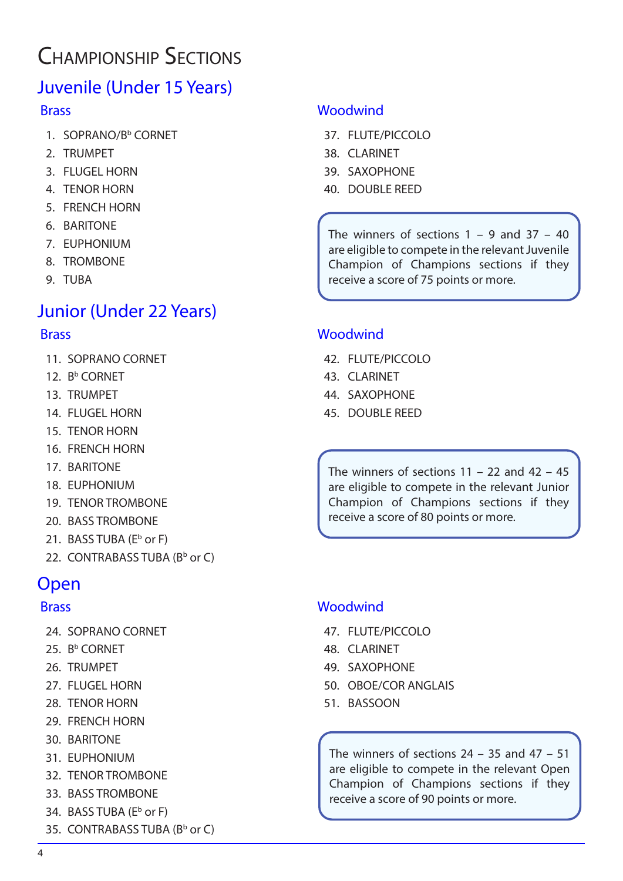# Championship Sections

## Juvenile (Under 15 Years)

### Brass

1. SOPRANO/B$^b$ CORNET
2. TRUMPET
3. FLUGEL HORN
4. TENOR HORN
5. FRENCH HORN
6. BARITONE
7. EUPHONIUM
8. TROMBONE
9. TUBA

### Woodwind

37. FLUTE/PICCOLO
38. CLARINET
39. SAXOPHONE
40. DOUBLE REED

The winners of sections 1 – 9 and 37 – 40 are eligible to compete in the relevant Juvenile Champion of Champions sections if they receive a score of 75 points or more.

## Junior (Under 22 Years)

### Brass

11. SOPRANO CORNET
12. B$^b$ CORNET
13. TRUMPET
14. FLUGEL HORN
15. TENOR HORN
16. FRENCH HORN
17. BARITONE
18. EUPHONIUM
19. TENOR TROMBONE
20. BASS TROMBONE
21. BASS TUBA (E$^b$ or F)
22. CONTRABASS TUBA (B$^b$ or C)

### Woodwind

42. FLUTE/PICCOLO
43. CLARINET
44. SAXOPHONE
45. DOUBLE REED

The winners of sections 11 – 22 and 42 – 45 are eligible to compete in the relevant Junior Champion of Champions sections if they receive a score of 80 points or more.

## Open

### Brass

24. SOPRANO CORNET
25. B$^b$ CORNET
26. TRUMPET
27. FLUGEL HORN
28. TENOR HORN
29. FRENCH HORN
30. BARITONE
31. EUPHONIUM
32. TENOR TROMBONE
33. BASS TROMBONE
34. BASS TUBA (E$^b$ or F)
35. CONTRABASS TUBA (B$^b$ or C)

### Woodwind

47. FLUTE/PICCOLO
48. CLARINET
49. SAXOPHONE
50. OBOE/COR ANGLAIS
51. BASSOON

The winners of sections 24 – 35 and 47 – 51 are eligible to compete in the relevant Open Champion of Champions sections if they receive a score of 90 points or more.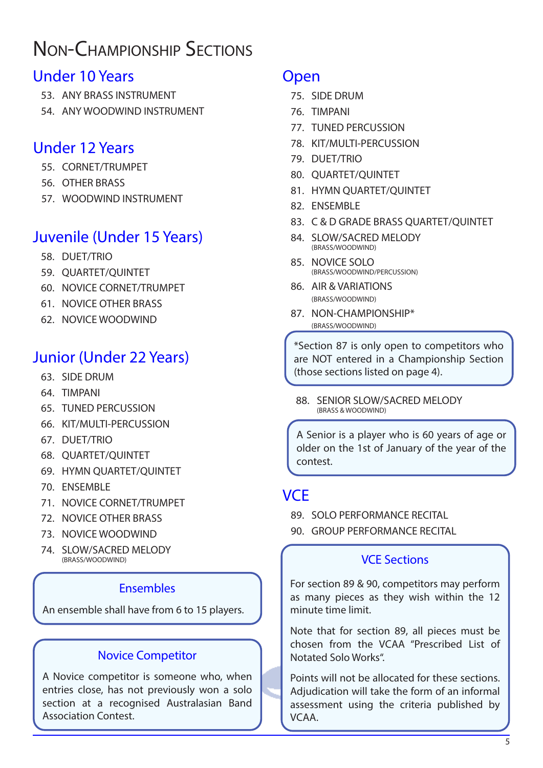# Non-Championship Sections

## Under 10 Years

53. ANY BRASS INSTRUMENT
54. ANY WOODWIND INSTRUMENT

## Under 12 Years

55. CORNET/TRUMPET
56. OTHER BRASS
57. WOODWIND INSTRUMENT

## Juvenile (Under 15 Years)

58. DUET/TRIO
59. QUARTET/QUINTET
60. NOVICE CORNET/TRUMPET
61. NOVICE OTHER BRASS
62. NOVICE WOODWIND

## Junior (Under 22 Years)

63. SIDE DRUM
64. TIMPANI
65. TUNED PERCUSSION
66. KIT/MULTI-PERCUSSION
67. DUET/TRIO
68. QUARTET/QUINTET
69. HYMN QUARTET/QUINTET
70. ENSEMBLE
71. NOVICE CORNET/TRUMPET
72. NOVICE OTHER BRASS
73. NOVICE WOODWIND
74. SLOW/SACRED MELODY (BRASS/WOODWIND)

### Ensembles

An ensemble shall have from 6 to 15 players.

### Novice Competitor

A Novice competitor is someone who, when entries close, has not previously won a solo section at a recognised Australasian Band Association Contest.

## Open

75. SIDE DRUM
76. TIMPANI
77. TUNED PERCUSSION
78. KIT/MULTI-PERCUSSION
79. DUET/TRIO
80. QUARTET/QUINTET
81. HYMN QUARTET/QUINTET
82. ENSEMBLE
83. C & D GRADE BRASS QUARTET/QUINTET
84. SLOW/SACRED MELODY (BRASS/WOODWIND)
85. NOVICE SOLO (BRASS/WOODWIND/PERCUSSION)
86. AIR & VARIATIONS (BRASS/WOODWIND)
87. NON-CHAMPIONSHIP* (BRASS/WOODWIND)

*Section 87 is only open to competitors who are NOT entered in a Championship Section (those sections listed on page 4).

88. SENIOR SLOW/SACRED MELODY (BRASS & WOODWIND)

A Senior is a player who is 60 years of age or older on the 1st of January of the year of the contest.

## VCE

89. SOLO PERFORMANCE RECITAL
90. GROUP PERFORMANCE RECITAL

### VCE Sections

For section 89 & 90, competitors may perform as many pieces as they wish within the 12 minute time limit.

Note that for section 89, all pieces must be chosen from the VCAA "Prescribed List of Notated Solo Works".

Points will not be allocated for these sections. Adjudication will take the form of an informal assessment using the criteria published by VCAA.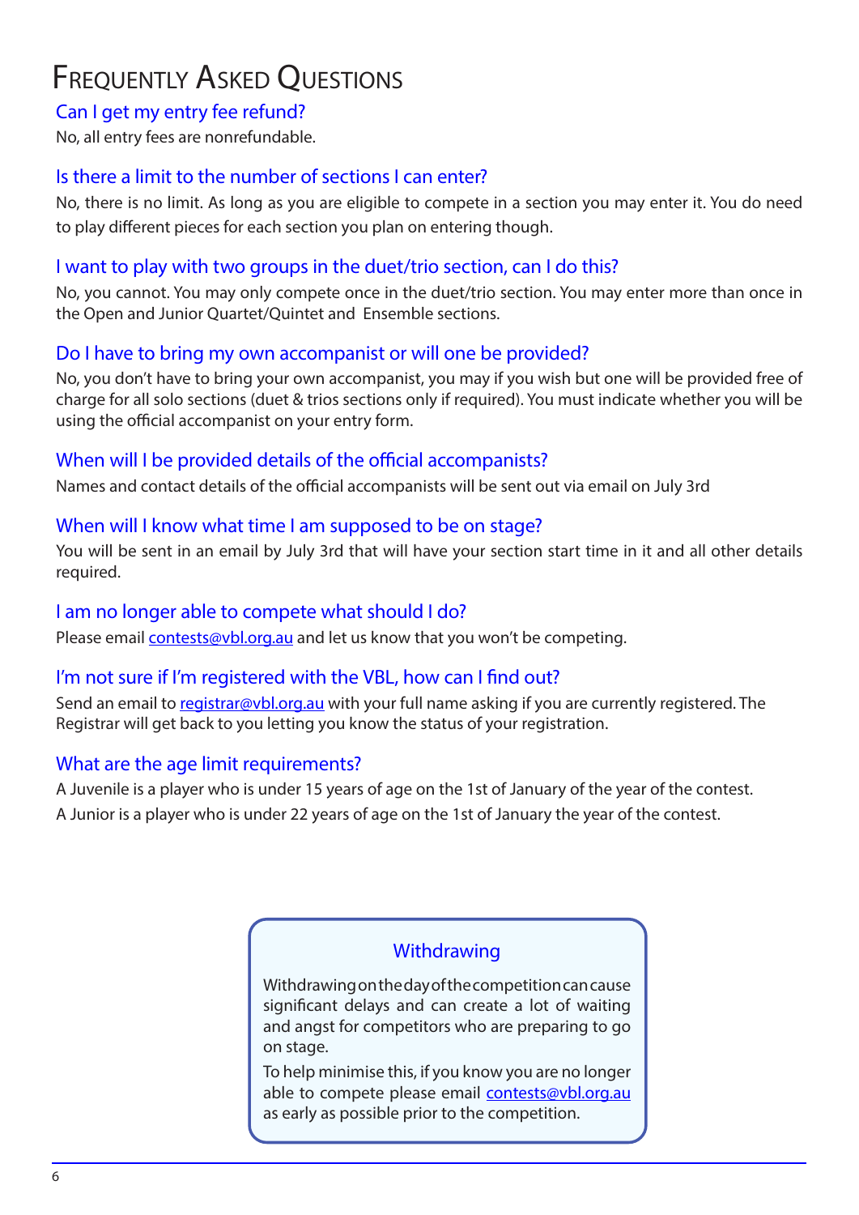# Frequently Asked Questions

### Can I get my entry fee refund?

No, all entry fees are nonrefundable.

### Is there a limit to the number of sections I can enter?

No, there is no limit. As long as you are eligible to compete in a section you may enter it. You do need to play different pieces for each section you plan on entering though.

### I want to play with two groups in the duet/trio section, can I do this?

No, you cannot. You may only compete once in the duet/trio section. You may enter more than once in the Open and Junior Quartet/Quintet and Ensemble sections.

### Do I have to bring my own accompanist or will one be provided?

No, you don't have to bring your own accompanist, you may if you wish but one will be provided free of charge for all solo sections (duet & trios sections only if required). You must indicate whether you will be using the official accompanist on your entry form.

### When will I be provided details of the official accompanists?

Names and contact details of the official accompanists will be sent out via email on July 3rd

### When will I know what time I am supposed to be on stage?

You will be sent in an email by July 3rd that will have your section start time in it and all other details required.

### I am no longer able to compete what should I do?

Please email contests@vbl.org.au and let us know that you won't be competing.

### I'm not sure if I'm registered with the VBL, how can I find out?

Send an email to registrar@vbl.org.au with your full name asking if you are currently registered. The Registrar will get back to you letting you know the status of your registration.

### What are the age limit requirements?

A Juvenile is a player who is under 15 years of age on the 1st of January of the year of the contest.

A Junior is a player who is under 22 years of age on the 1st of January the year of the contest.

### Withdrawing

Withdrawing on the day of the competition can cause significant delays and can create a lot of waiting and angst for competitors who are preparing to go on stage.

To help minimise this, if you know you are no longer able to compete please email contests@vbl.org.au as early as possible prior to the competition.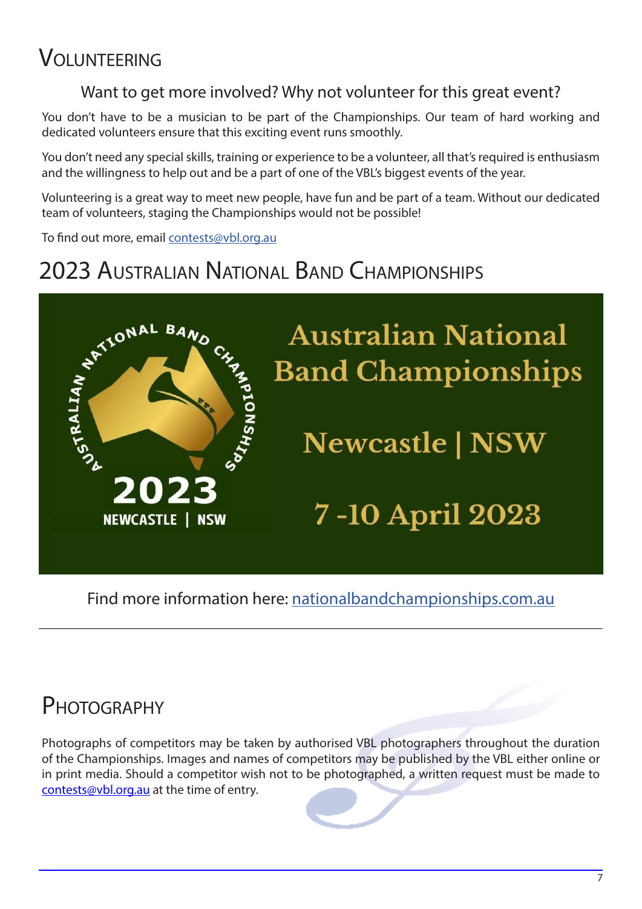## Volunteering

### Want to get more involved? Why not volunteer for this great event?

You don't have to be a musician to be part of the Championships. Our team of hard working and dedicated volunteers ensure that this exciting event runs smoothly.

You don't need any special skills, training or experience to be a volunteer, all that's required is enthusiasm and the willingness to help out and be a part of one of the VBL's biggest events of the year.

Volunteering is a great way to meet new people, have fun and be part of a team. Without our dedicated team of volunteers, staging the Championships would not be possible!

To find out more, email contests@vbl.org.au

## 2023 Australian National Band Championships

Australian National Band Championships

Newcastle | NSW

7 -10 April 2023

Find more information here: nationalbandchampionships.com.au

## Photography

Photographs of competitors may be taken by authorised VBL photographers throughout the duration of the Championships. Images and names of competitors may be published by the VBL either online or in print media. Should a competitor wish not to be photographed, a written request must be made to contests@vbl.org.au at the time of entry.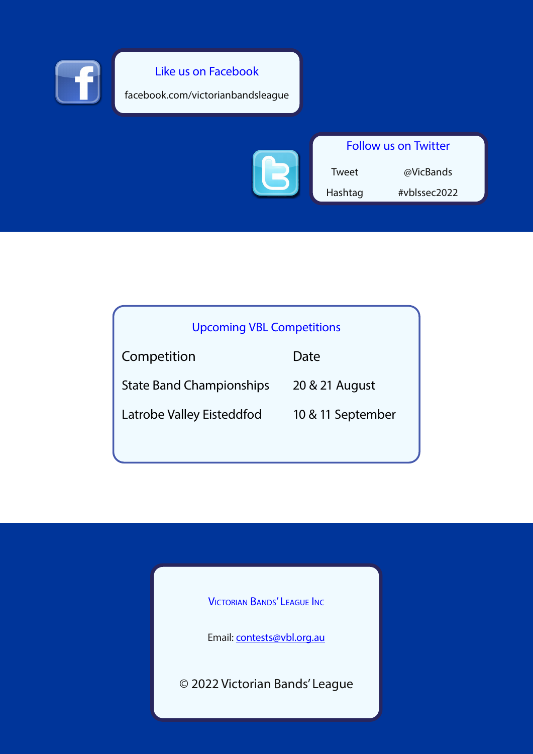Like us on Facebook

facebook.com/victorianbandsleague

Follow us on Twitter

| | |
|---|---|
| Tweet | @VicBands |
| Hashtag | #vblssec2022 |

Upcoming VBL Competitions

| Competition | Date |
|---|---|
| State Band Championships | 20 & 21 August |
| Latrobe Valley Eisteddfod | 10 & 11 September |

Victorian Bands' League Inc

Email: contests@vbl.org.au

© 2022 Victorian Bands' League